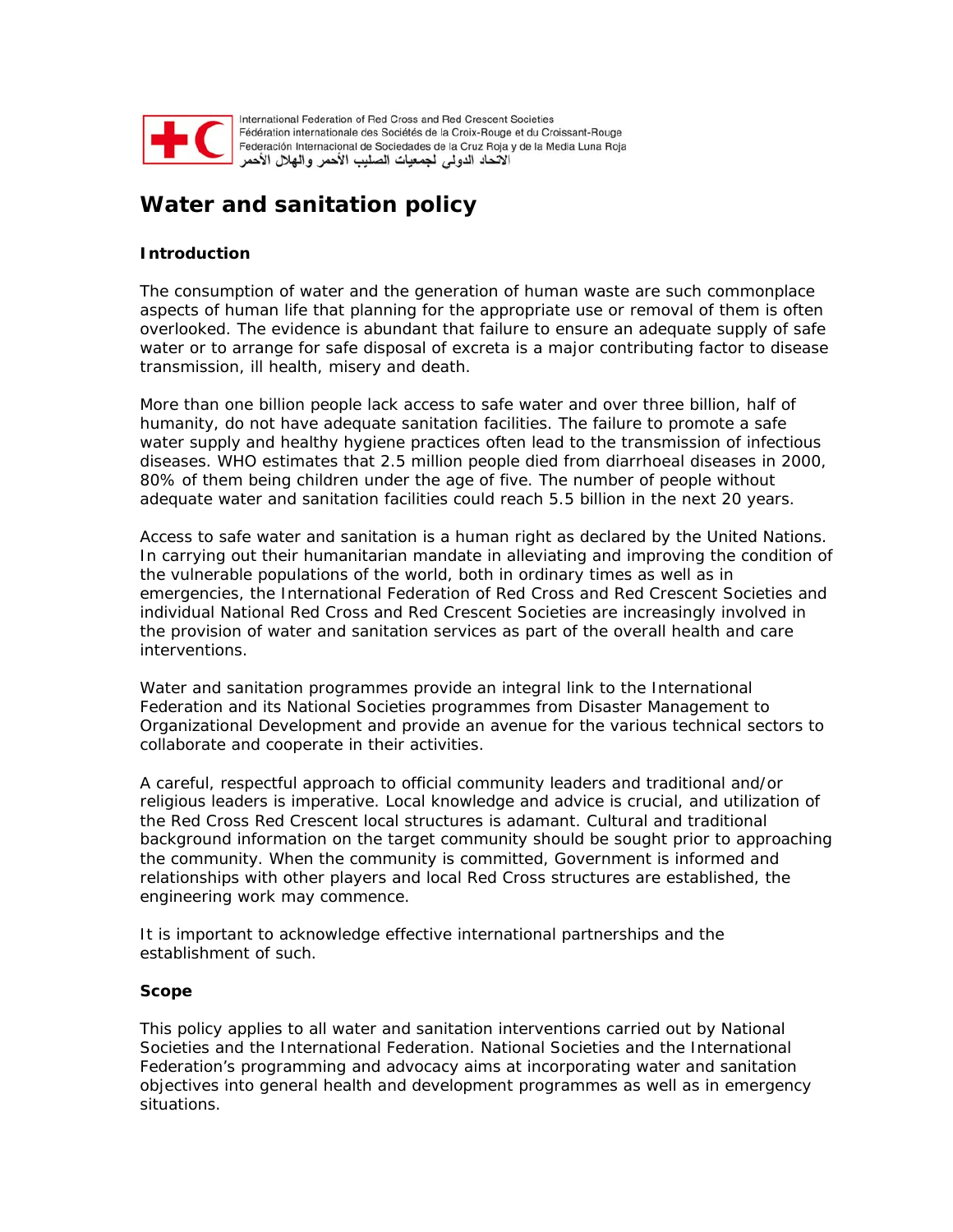International Federation of Red Cross and Red Crescent Societies
Fédération internationale des Sociétés de la Croix-Rouge et du Croissant-Rouge
Federación Internacional de Sociedades de la Cruz Roja y de la Media Luna Roja
الاتحاد الدولي لجمعيات الصليب الأحمر والهلال الأحمر

# Water and sanitation policy

## Introduction

The consumption of water and the generation of human waste are such commonplace aspects of human life that planning for the appropriate use or removal of them is often overlooked. The evidence is abundant that failure to ensure an adequate supply of safe water or to arrange for safe disposal of excreta is a major contributing factor to disease transmission, ill health, misery and death.

More than one billion people lack access to safe water and over three billion, half of humanity, do not have adequate sanitation facilities. The failure to promote a safe water supply and healthy hygiene practices often lead to the transmission of infectious diseases. WHO estimates that 2.5 million people died from diarrhoeal diseases in 2000, 80% of them being children under the age of five. The number of people without adequate water and sanitation facilities could reach 5.5 billion in the next 20 years.

Access to safe water and sanitation is a human right as declared by the United Nations. In carrying out their humanitarian mandate in alleviating and improving the condition of the vulnerable populations of the world, both in ordinary times as well as in emergencies, the International Federation of Red Cross and Red Crescent Societies and individual National Red Cross and Red Crescent Societies are increasingly involved in the provision of water and sanitation services as part of the overall health and care interventions.

Water and sanitation programmes provide an integral link to the International Federation and its National Societies programmes from Disaster Management to Organizational Development and provide an avenue for the various technical sectors to collaborate and cooperate in their activities.

A careful, respectful approach to official community leaders and traditional and/or religious leaders is imperative. Local knowledge and advice is crucial, and utilization of the Red Cross Red Crescent local structures is adamant. Cultural and traditional background information on the target community should be sought prior to approaching the community. When the community is committed, Government is informed and relationships with other players and local Red Cross structures are established, the engineering work may commence.

It is important to acknowledge effective international partnerships and the establishment of such.

## Scope

This policy applies to all water and sanitation interventions carried out by National Societies and the International Federation. National Societies and the International Federation's programming and advocacy aims at incorporating water and sanitation objectives into general health and development programmes as well as in emergency situations.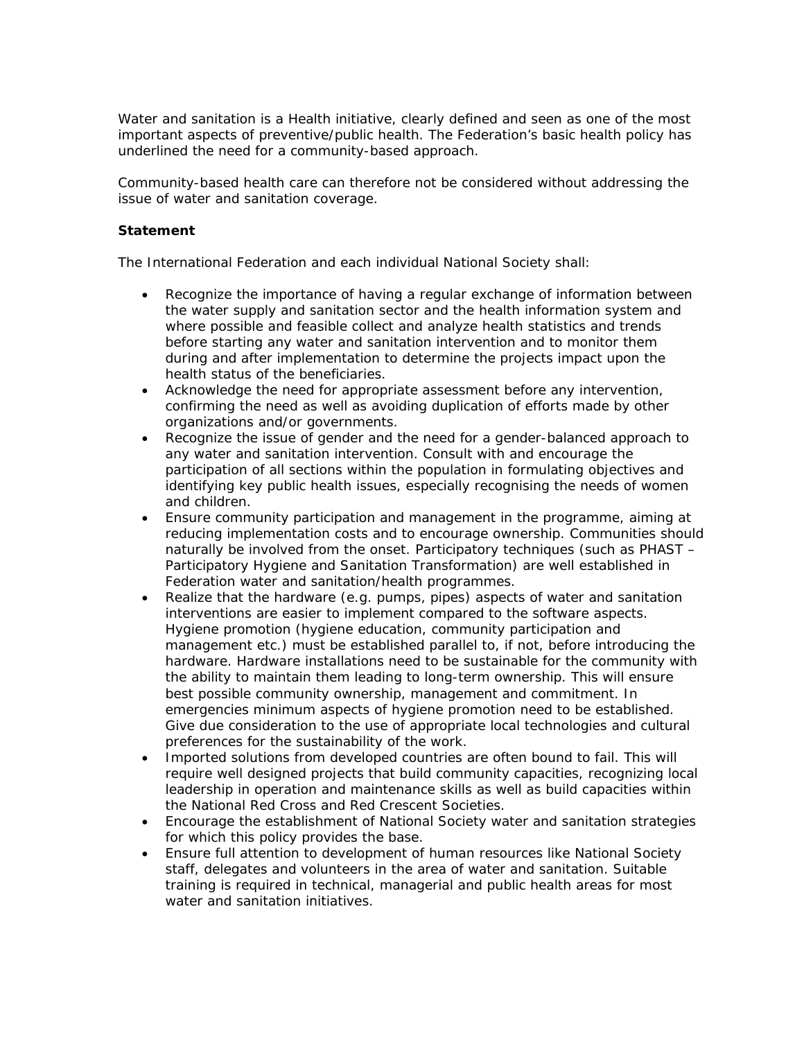Water and sanitation is a Health initiative, clearly defined and seen as one of the most important aspects of preventive/public health. The Federation's basic health policy has underlined the need for a community-based approach.

Community-based health care can therefore not be considered without addressing the issue of water and sanitation coverage.

**Statement**

The International Federation and each individual National Society shall:

- Recognize the importance of having a regular exchange of information between the water supply and sanitation sector and the health information system and where possible and feasible collect and analyze health statistics and trends before starting any water and sanitation intervention and to monitor them during and after implementation to determine the projects impact upon the health status of the beneficiaries.
- Acknowledge the need for appropriate assessment before any intervention, confirming the need as well as avoiding duplication of efforts made by other organizations and/or governments.
- Recognize the issue of gender and the need for a gender-balanced approach to any water and sanitation intervention. Consult with and encourage the participation of all sections within the population in formulating objectives and identifying key public health issues, especially recognising the needs of women and children.
- Ensure community participation and management in the programme, aiming at reducing implementation costs and to encourage ownership. Communities should naturally be involved from the onset. Participatory techniques (such as PHAST – Participatory Hygiene and Sanitation Transformation) are well established in Federation water and sanitation/health programmes.
- Realize that the hardware (e.g. pumps, pipes) aspects of water and sanitation interventions are easier to implement compared to the software aspects. Hygiene promotion (hygiene education, community participation and management etc.) must be established parallel to, if not, before introducing the hardware. Hardware installations need to be sustainable for the community with the ability to maintain them leading to long-term ownership. This will ensure best possible community ownership, management and commitment. In emergencies minimum aspects of hygiene promotion need to be established. Give due consideration to the use of appropriate local technologies and cultural preferences for the sustainability of the work.
- Imported solutions from developed countries are often bound to fail. This will require well designed projects that build community capacities, recognizing local leadership in operation and maintenance skills as well as build capacities within the National Red Cross and Red Crescent Societies.
- Encourage the establishment of National Society water and sanitation strategies for which this policy provides the base.
- Ensure full attention to development of human resources like National Society staff, delegates and volunteers in the area of water and sanitation. Suitable training is required in technical, managerial and public health areas for most water and sanitation initiatives.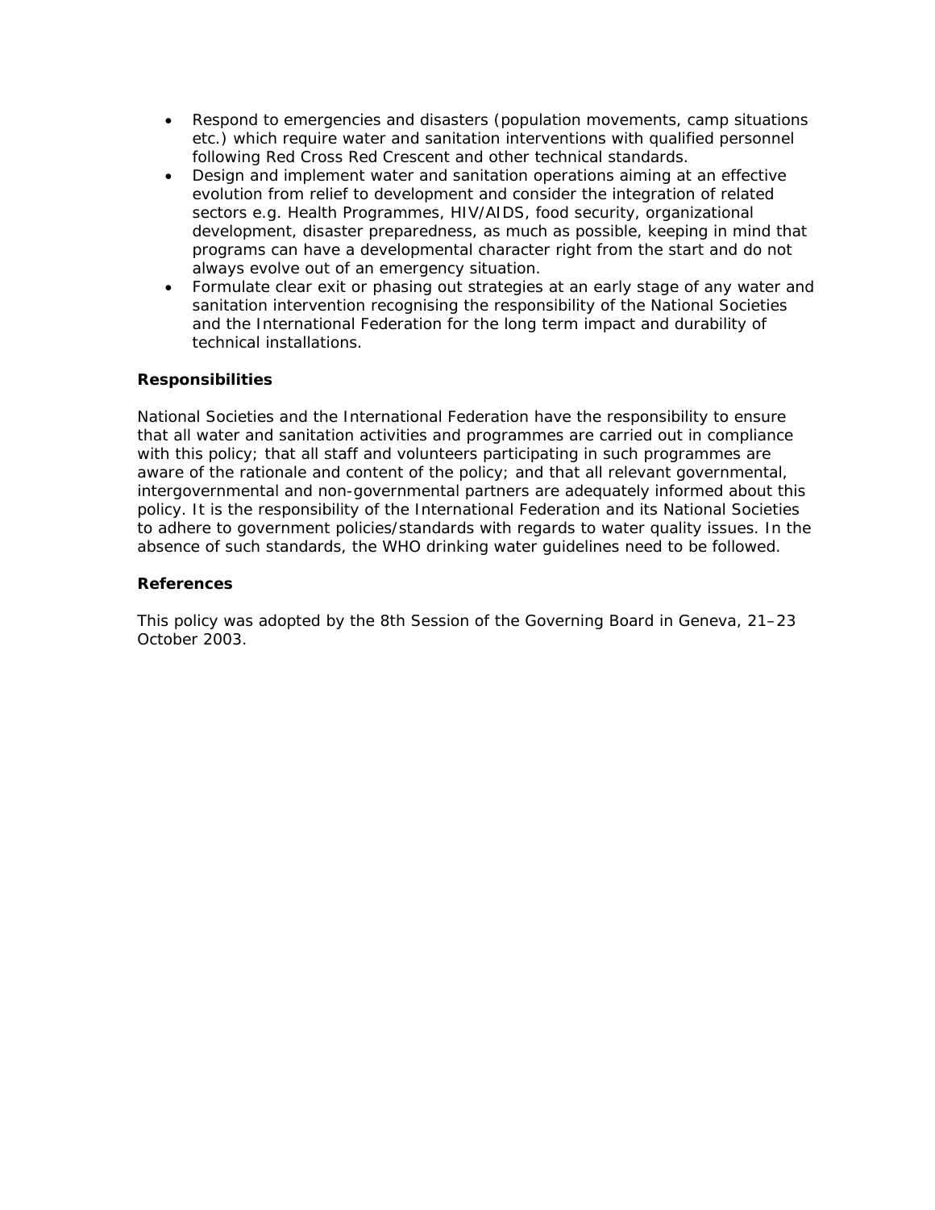- Respond to emergencies and disasters (population movements, camp situations etc.) which require water and sanitation interventions with qualified personnel following Red Cross Red Crescent and other technical standards.
- Design and implement water and sanitation operations aiming at an effective evolution from relief to development and consider the integration of related sectors e.g. Health Programmes, HIV/AIDS, food security, organizational development, disaster preparedness, as much as possible, keeping in mind that programs can have a developmental character right from the start and do not always evolve out of an emergency situation.
- Formulate clear exit or phasing out strategies at an early stage of any water and sanitation intervention recognising the responsibility of the National Societies and the International Federation for the long term impact and durability of technical installations.

**Responsibilities**

National Societies and the International Federation have the responsibility to ensure that all water and sanitation activities and programmes are carried out in compliance with this policy; that all staff and volunteers participating in such programmes are aware of the rationale and content of the policy; and that all relevant governmental, intergovernmental and non-governmental partners are adequately informed about this policy. It is the responsibility of the International Federation and its National Societies to adhere to government policies/standards with regards to water quality issues. In the absence of such standards, the WHO drinking water guidelines need to be followed.

**References**

This policy was adopted by the 8th Session of the Governing Board in Geneva, 21–23 October 2003.